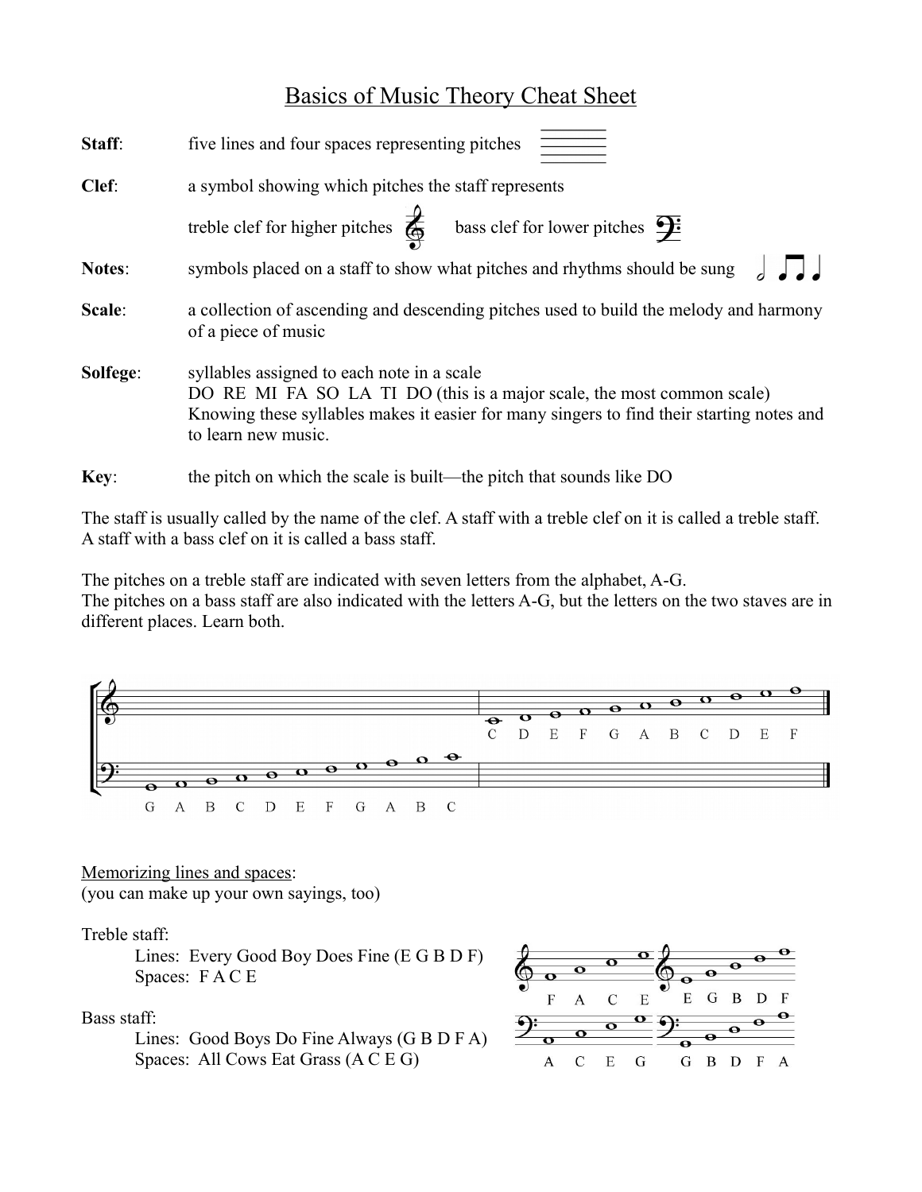# Basics of Music Theory Cheat Sheet

**Staff**: five lines and four spaces representing pitches

**Clef**: a symbol showing which pitches the staff represents

treble clef for higher pitches bass clef for lower pitches

**Notes**: symbols placed on a staff to show what pitches and rhythms should be sung

**Scale**: a collection of ascending and descending pitches used to build the melody and harmony of a piece of music

**Solfege**: syllables assigned to each note in a scale
DO RE MI FA SO LA TI DO (this is a major scale, the most common scale)
Knowing these syllables makes it easier for many singers to find their starting notes and to learn new music.

**Key**: the pitch on which the scale is built—the pitch that sounds like DO

The staff is usually called by the name of the clef. A staff with a treble clef on it is called a treble staff. A staff with a bass clef on it is called a bass staff.

The pitches on a treble staff are indicated with seven letters from the alphabet, A-G.
The pitches on a bass staff are also indicated with the letters A-G, but the letters on the two staves are in different places. Learn both.

C D E F G A B C D E F

G A B C D E F G A B C

Memorizing lines and spaces:
(you can make up your own sayings, too)

Treble staff:
- Lines: Every Good Boy Does Fine (E G B D F)
- Spaces: F A C E

Bass staff:
- Lines: Good Boys Do Fine Always (G B D F A)
- Spaces: All Cows Eat Grass (A C E G)

F A C E E G B D F

A C E G G B D F A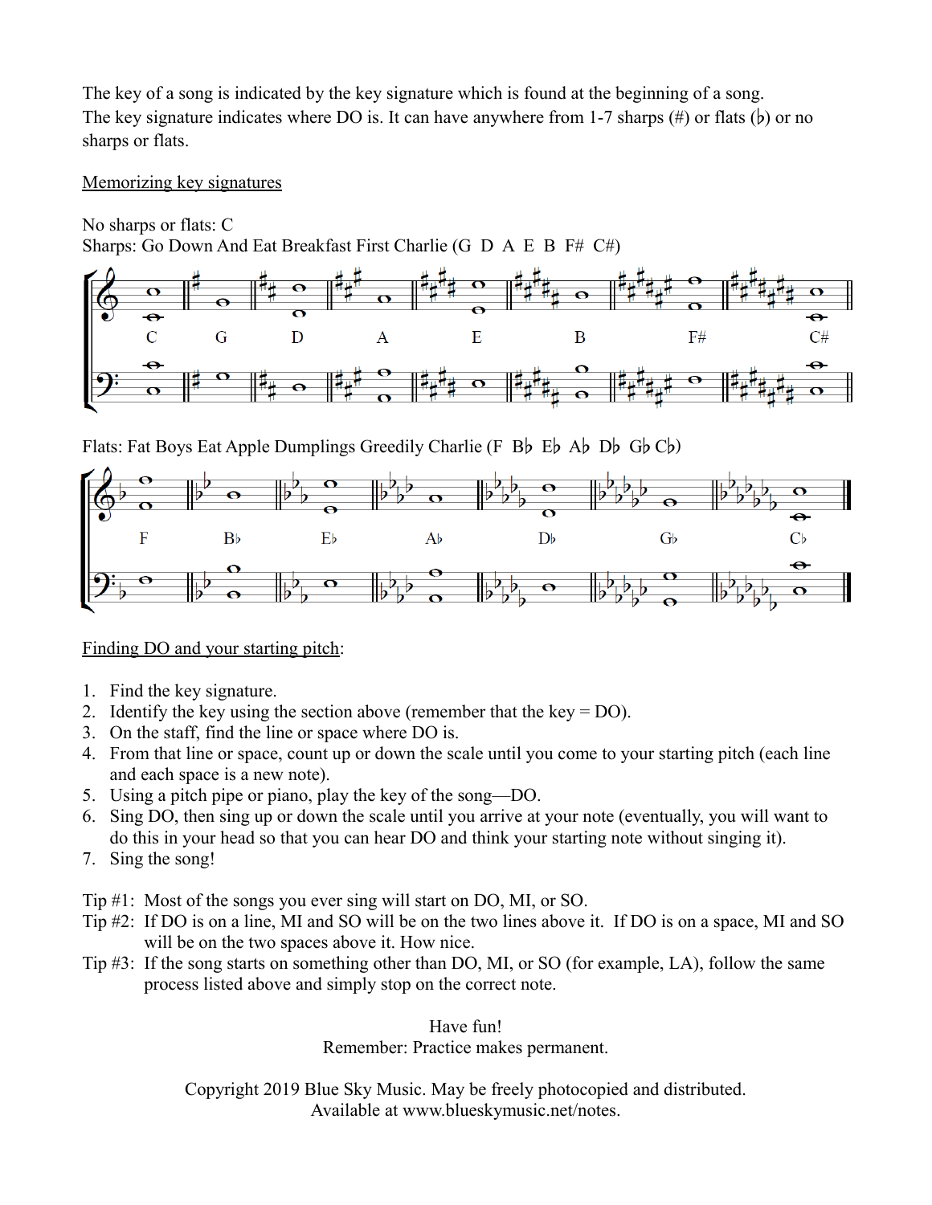The key of a song is indicated by the key signature which is found at the beginning of a song. The key signature indicates where DO is. It can have anywhere from 1-7 sharps (#) or flats (♭) or no sharps or flats.

Memorizing key signatures

No sharps or flats: C
Sharps: Go Down And Eat Breakfast First Charlie (G D A E B F# C#)

C G D A E B F# C#

Flats: Fat Boys Eat Apple Dumplings Greedily Charlie (F B♭ E♭ A♭ D♭ G♭ C♭)

F B♭ E♭ A♭ D♭ G♭ C♭

Finding DO and your starting pitch:

1. Find the key signature.
2. Identify the key using the section above (remember that the key = DO).
3. On the staff, find the line or space where DO is.
4. From that line or space, count up or down the scale until you come to your starting pitch (each line and each space is a new note).
5. Using a pitch pipe or piano, play the key of the song—DO.
6. Sing DO, then sing up or down the scale until you arrive at your note (eventually, you will want to do this in your head so that you can hear DO and think your starting note without singing it).
7. Sing the song!

Tip #1: Most of the songs you ever sing will start on DO, MI, or SO.
Tip #2: If DO is on a line, MI and SO will be on the two lines above it. If DO is on a space, MI and SO will be on the two spaces above it. How nice.
Tip #3: If the song starts on something other than DO, MI, or SO (for example, LA), follow the same process listed above and simply stop on the correct note.

Have fun!
Remember: Practice makes permanent.

Copyright 2019 Blue Sky Music. May be freely photocopied and distributed.
Available at www.blueskymusic.net/notes.